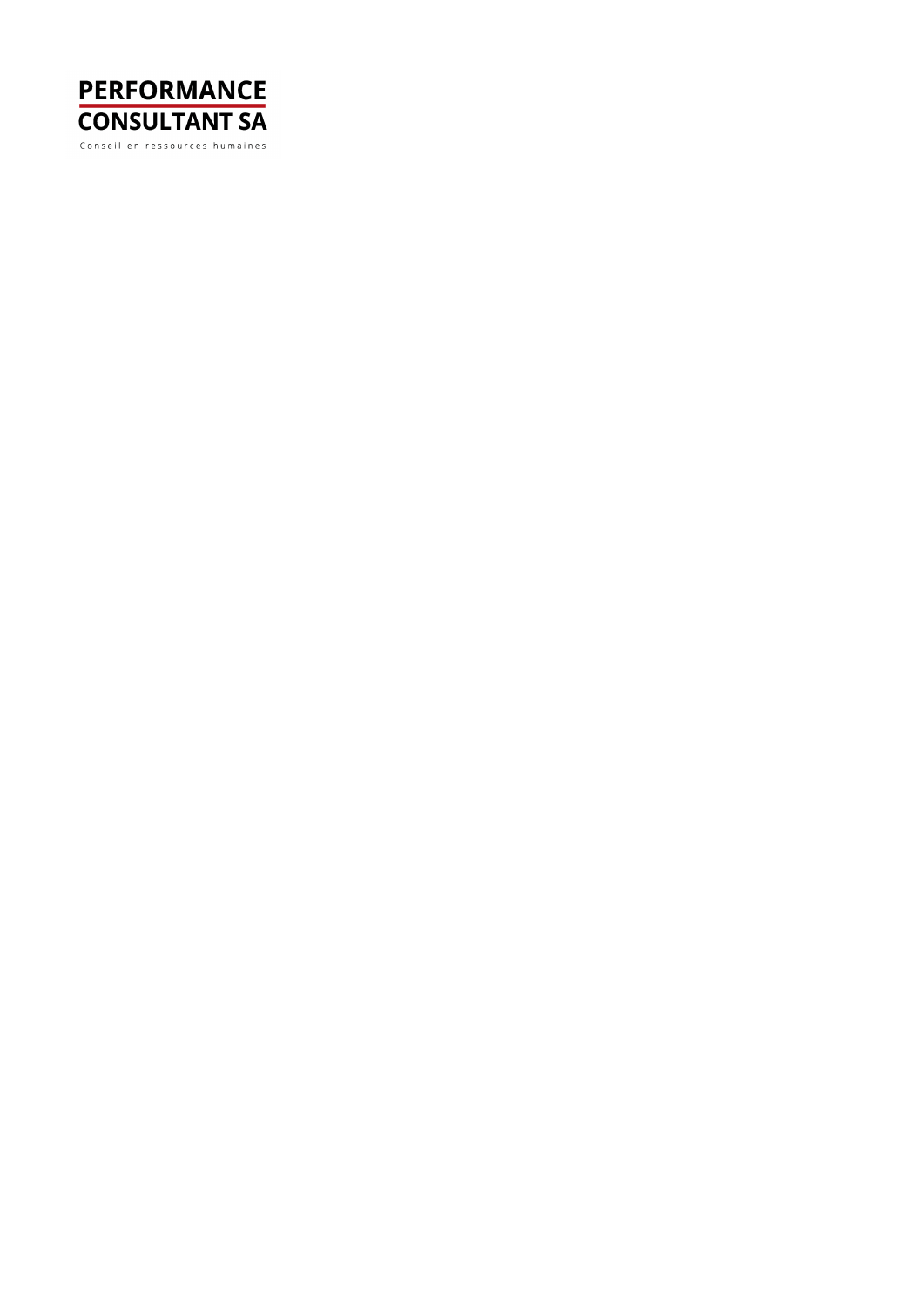PERFORMANCE CONSULTANT SA

Conseil en ressources humaines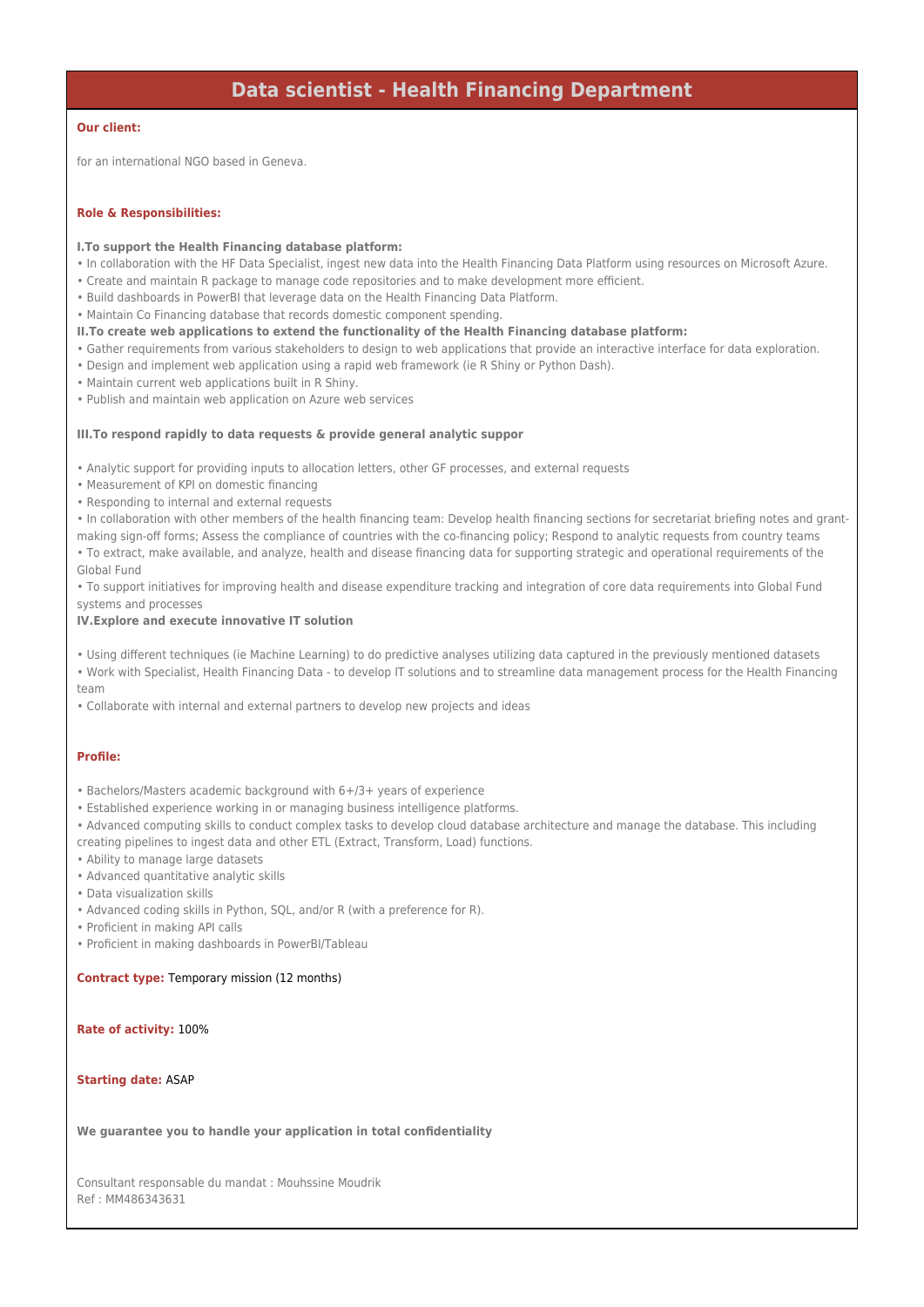# Data scientist - Health Financing Department

**Our client:**

for an international NGO based in Geneva.

**Role & Responsibilities:**

**I.To support the Health Financing database platform:**

- In collaboration with the HF Data Specialist, ingest new data into the Health Financing Data Platform using resources on Microsoft Azure.
- Create and maintain R package to manage code repositories and to make development more efficient.
- Build dashboards in PowerBI that leverage data on the Health Financing Data Platform.
- Maintain Co Financing database that records domestic component spending.

**II.To create web applications to extend the functionality of the Health Financing database platform:**

- Gather requirements from various stakeholders to design to web applications that provide an interactive interface for data exploration.
- Design and implement web application using a rapid web framework (ie R Shiny or Python Dash).
- Maintain current web applications built in R Shiny.
- Publish and maintain web application on Azure web services

**III.To respond rapidly to data requests & provide general analytic suppor**

- Analytic support for providing inputs to allocation letters, other GF processes, and external requests
- Measurement of KPI on domestic financing
- Responding to internal and external requests
- In collaboration with other members of the health financing team: Develop health financing sections for secretariat briefing notes and grant-making sign-off forms; Assess the compliance of countries with the co-financing policy; Respond to analytic requests from country teams
- To extract, make available, and analyze, health and disease financing data for supporting strategic and operational requirements of the Global Fund
- To support initiatives for improving health and disease expenditure tracking and integration of core data requirements into Global Fund systems and processes

**IV.Explore and execute innovative IT solution**

- Using different techniques (ie Machine Learning) to do predictive analyses utilizing data captured in the previously mentioned datasets
- Work with Specialist, Health Financing Data - to develop IT solutions and to streamline data management process for the Health Financing team
- Collaborate with internal and external partners to develop new projects and ideas

**Profile:**

- Bachelors/Masters academic background with 6+/3+ years of experience
- Established experience working in or managing business intelligence platforms.
- Advanced computing skills to conduct complex tasks to develop cloud database architecture and manage the database. This including creating pipelines to ingest data and other ETL (Extract, Transform, Load) functions.
- Ability to manage large datasets
- Advanced quantitative analytic skills
- Data visualization skills
- Advanced coding skills in Python, SQL, and/or R (with a preference for R).
- Proficient in making API calls
- Proficient in making dashboards in PowerBI/Tableau

**Contract type:** Temporary mission (12 months)

**Rate of activity:** 100%

**Starting date:** ASAP

**We guarantee you to handle your application in total confidentiality**

Consultant responsable du mandat : Mouhssine Moudrik
Ref : MM486343631